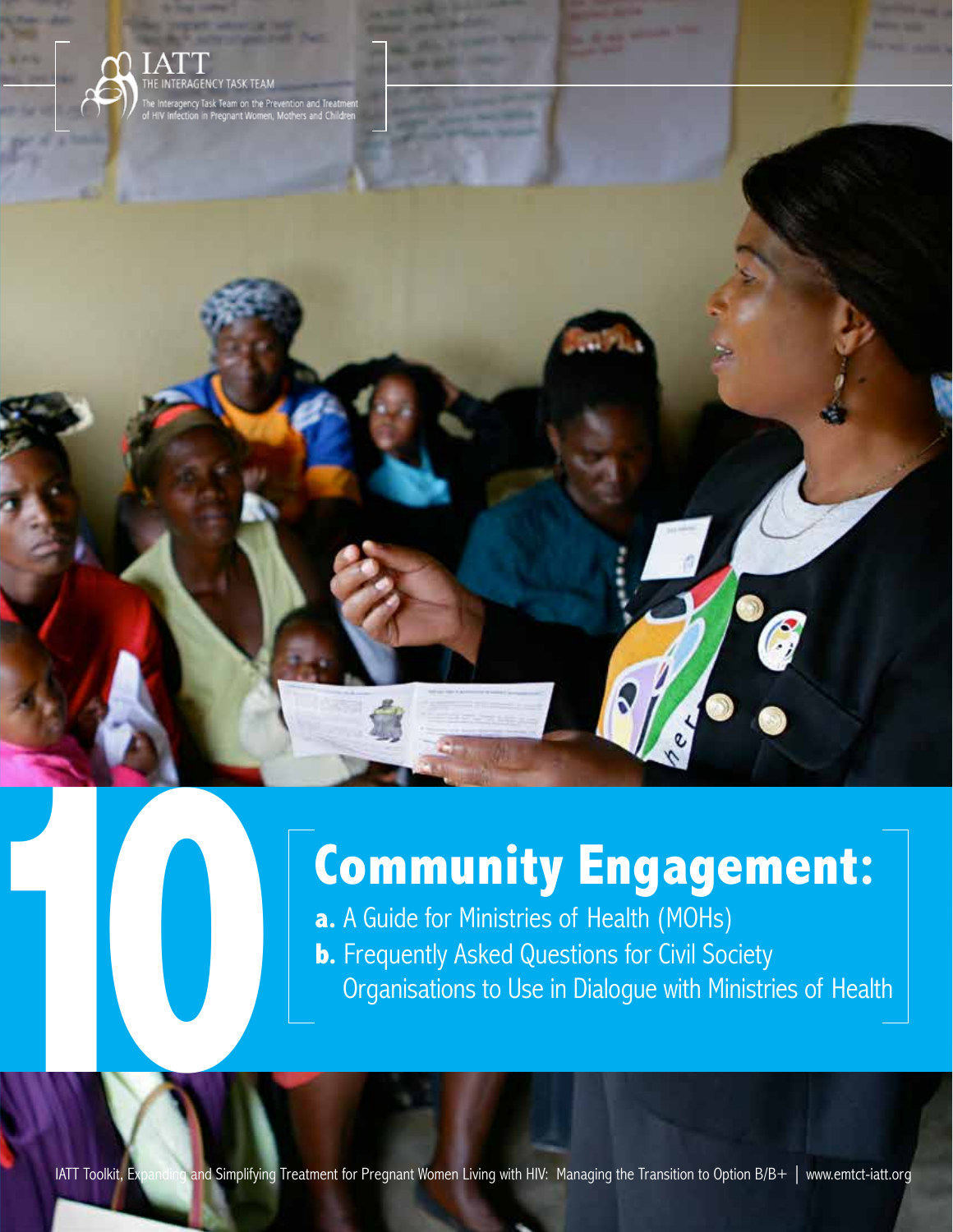IATT
THE INTERAGENCY TASK TEAM
The Interagency Task Team on the Prevention and Treatment of HIV Infection in Pregnant Women, Mothers and Children

# 10 Community Engagement:

**a.** A Guide for Ministries of Health (MOHs)

**b.** Frequently Asked Questions for Civil Society Organisations to Use in Dialogue with Ministries of Health

IATT Toolkit, Expanding and Simplifying Treatment for Pregnant Women Living with HIV: Managing the Transition to Option B/B+ | www.emtct-iatt.org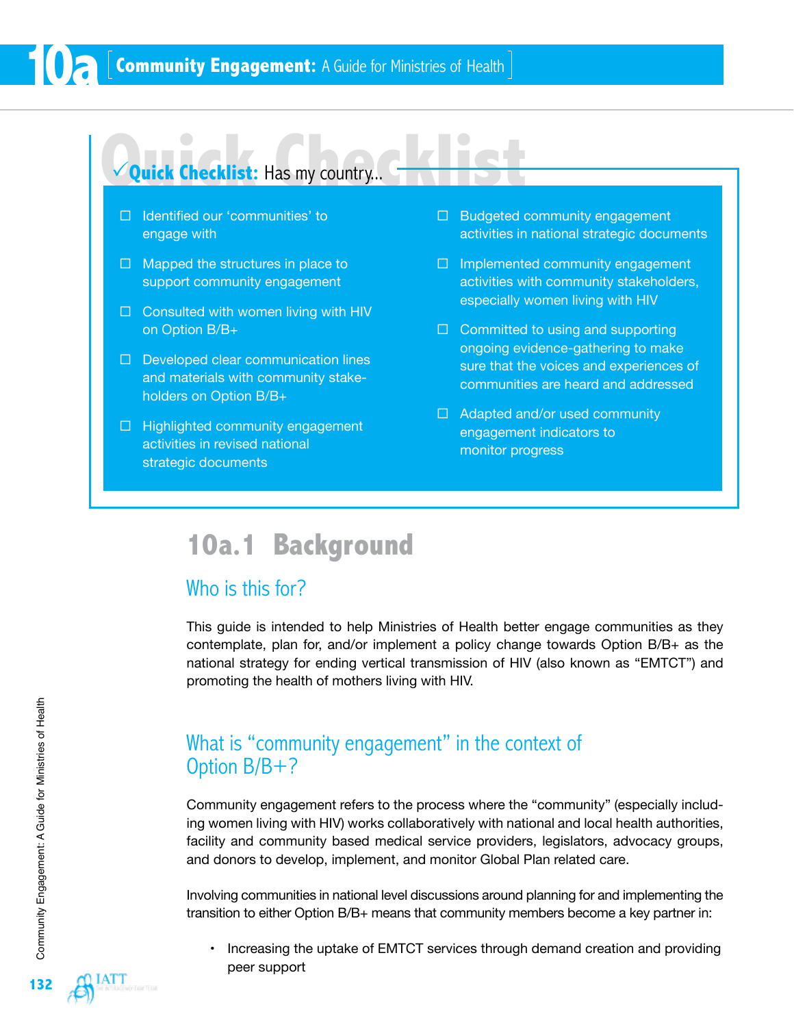## ✓Quick Checklist: Has my country...

- ☐ Identified our 'communities' to engage with
- ☐ Mapped the structures in place to support community engagement
- ☐ Consulted with women living with HIV on Option B/B+
- ☐ Developed clear communication lines and materials with community stakeholders on Option B/B+
- ☐ Highlighted community engagement activities in revised national strategic documents
- ☐ Budgeted community engagement activities in national strategic documents
- ☐ Implemented community engagement activities with community stakeholders, especially women living with HIV
- ☐ Committed to using and supporting ongoing evidence-gathering to make sure that the voices and experiences of communities are heard and addressed
- ☐ Adapted and/or used community engagement indicators to monitor progress

# 10a.1 Background

## Who is this for?

This guide is intended to help Ministries of Health better engage communities as they contemplate, plan for, and/or implement a policy change towards Option B/B+ as the national strategy for ending vertical transmission of HIV (also known as "EMTCT") and promoting the health of mothers living with HIV.

## What is "community engagement" in the context of Option B/B+?

Community engagement refers to the process where the "community" (especially including women living with HIV) works collaboratively with national and local health authorities, facility and community based medical service providers, legislators, advocacy groups, and donors to develop, implement, and monitor Global Plan related care.

Involving communities in national level discussions around planning for and implementing the transition to either Option B/B+ means that community members become a key partner in:

- Increasing the uptake of EMTCT services through demand creation and providing peer support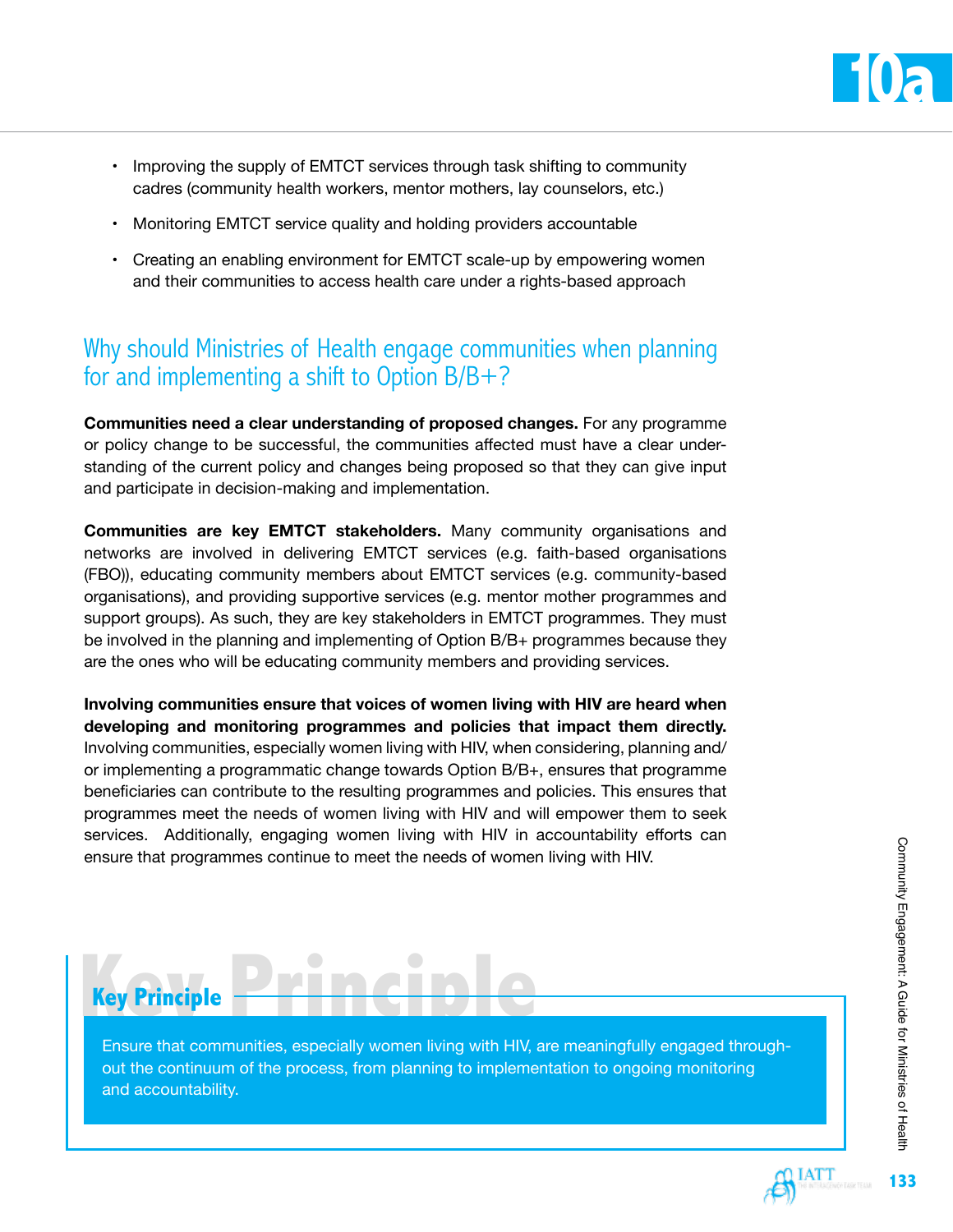- Improving the supply of EMTCT services through task shifting to community cadres (community health workers, mentor mothers, lay counselors, etc.)
- Monitoring EMTCT service quality and holding providers accountable
- Creating an enabling environment for EMTCT scale-up by empowering women and their communities to access health care under a rights-based approach

## Why should Ministries of Health engage communities when planning for and implementing a shift to Option B/B+?

**Communities need a clear understanding of proposed changes.** For any programme or policy change to be successful, the communities affected must have a clear understanding of the current policy and changes being proposed so that they can give input and participate in decision-making and implementation.

**Communities are key EMTCT stakeholders.** Many community organisations and networks are involved in delivering EMTCT services (e.g. faith-based organisations (FBO)), educating community members about EMTCT services (e.g. community-based organisations), and providing supportive services (e.g. mentor mother programmes and support groups). As such, they are key stakeholders in EMTCT programmes. They must be involved in the planning and implementing of Option B/B+ programmes because they are the ones who will be educating community members and providing services.

**Involving communities ensure that voices of women living with HIV are heard when developing and monitoring programmes and policies that impact them directly.** Involving communities, especially women living with HIV, when considering, planning and/or implementing a programmatic change towards Option B/B+, ensures that programme beneficiaries can contribute to the resulting programmes and policies. This ensures that programmes meet the needs of women living with HIV and will empower them to seek services. Additionally, engaging women living with HIV in accountability efforts can ensure that programmes continue to meet the needs of women living with HIV.

### Key Principle

Ensure that communities, especially women living with HIV, are meaningfully engaged throughout the continuum of the process, from planning to implementation to ongoing monitoring and accountability.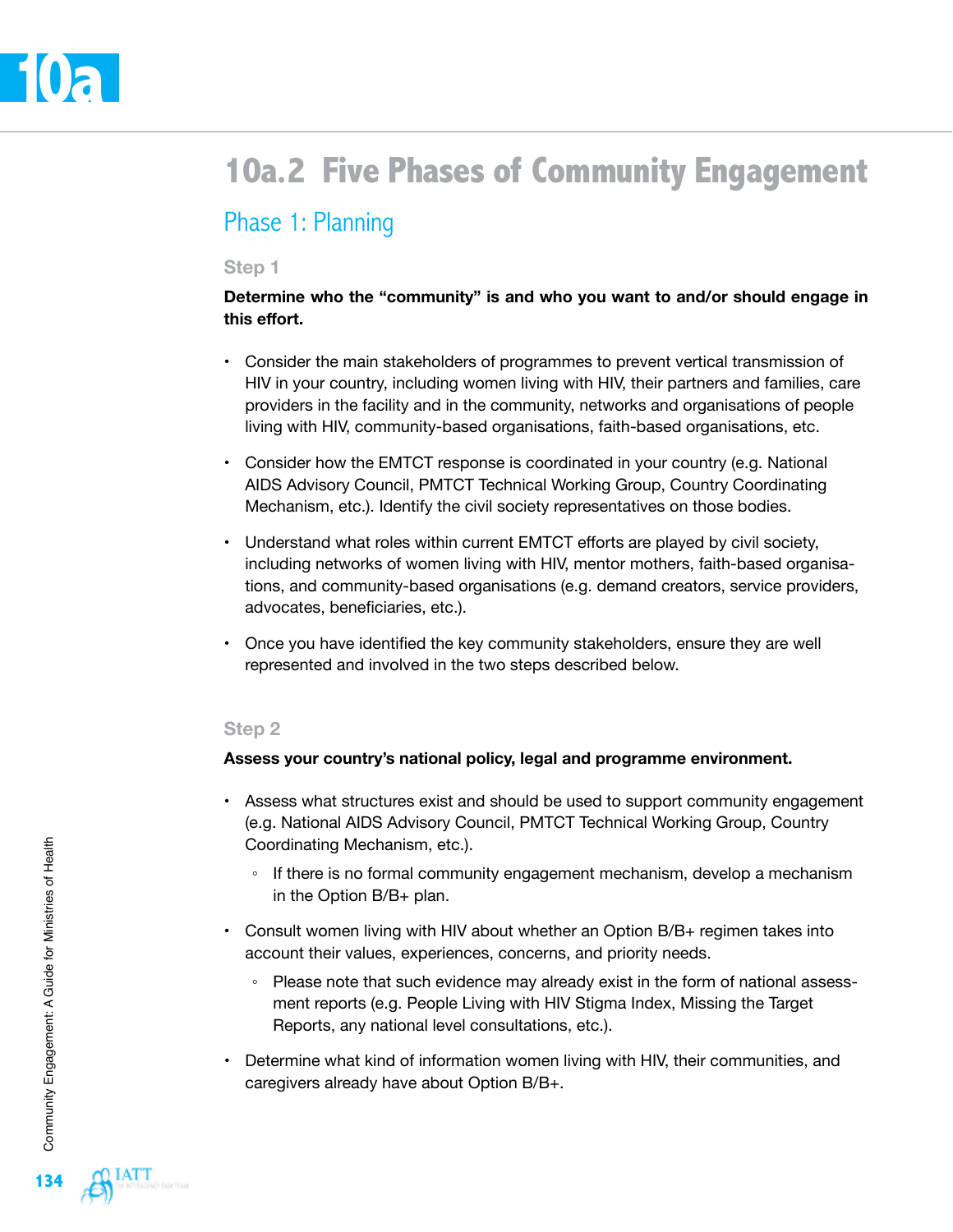## 10a.2 Five Phases of Community Engagement

### Phase 1: Planning

#### Step 1

**Determine who the "community" is and who you want to and/or should engage in this effort.**

- Consider the main stakeholders of programmes to prevent vertical transmission of HIV in your country, including women living with HIV, their partners and families, care providers in the facility and in the community, networks and organisations of people living with HIV, community-based organisations, faith-based organisations, etc.
- Consider how the EMTCT response is coordinated in your country (e.g. National AIDS Advisory Council, PMTCT Technical Working Group, Country Coordinating Mechanism, etc.). Identify the civil society representatives on those bodies.
- Understand what roles within current EMTCT efforts are played by civil society, including networks of women living with HIV, mentor mothers, faith-based organisations, and community-based organisations (e.g. demand creators, service providers, advocates, beneficiaries, etc.).
- Once you have identified the key community stakeholders, ensure they are well represented and involved in the two steps described below.

#### Step 2

**Assess your country's national policy, legal and programme environment.**

- Assess what structures exist and should be used to support community engagement (e.g. National AIDS Advisory Council, PMTCT Technical Working Group, Country Coordinating Mechanism, etc.).
  - If there is no formal community engagement mechanism, develop a mechanism in the Option B/B+ plan.
- Consult women living with HIV about whether an Option B/B+ regimen takes into account their values, experiences, concerns, and priority needs.
  - Please note that such evidence may already exist in the form of national assessment reports (e.g. People Living with HIV Stigma Index, Missing the Target Reports, any national level consultations, etc.).
- Determine what kind of information women living with HIV, their communities, and caregivers already have about Option B/B+.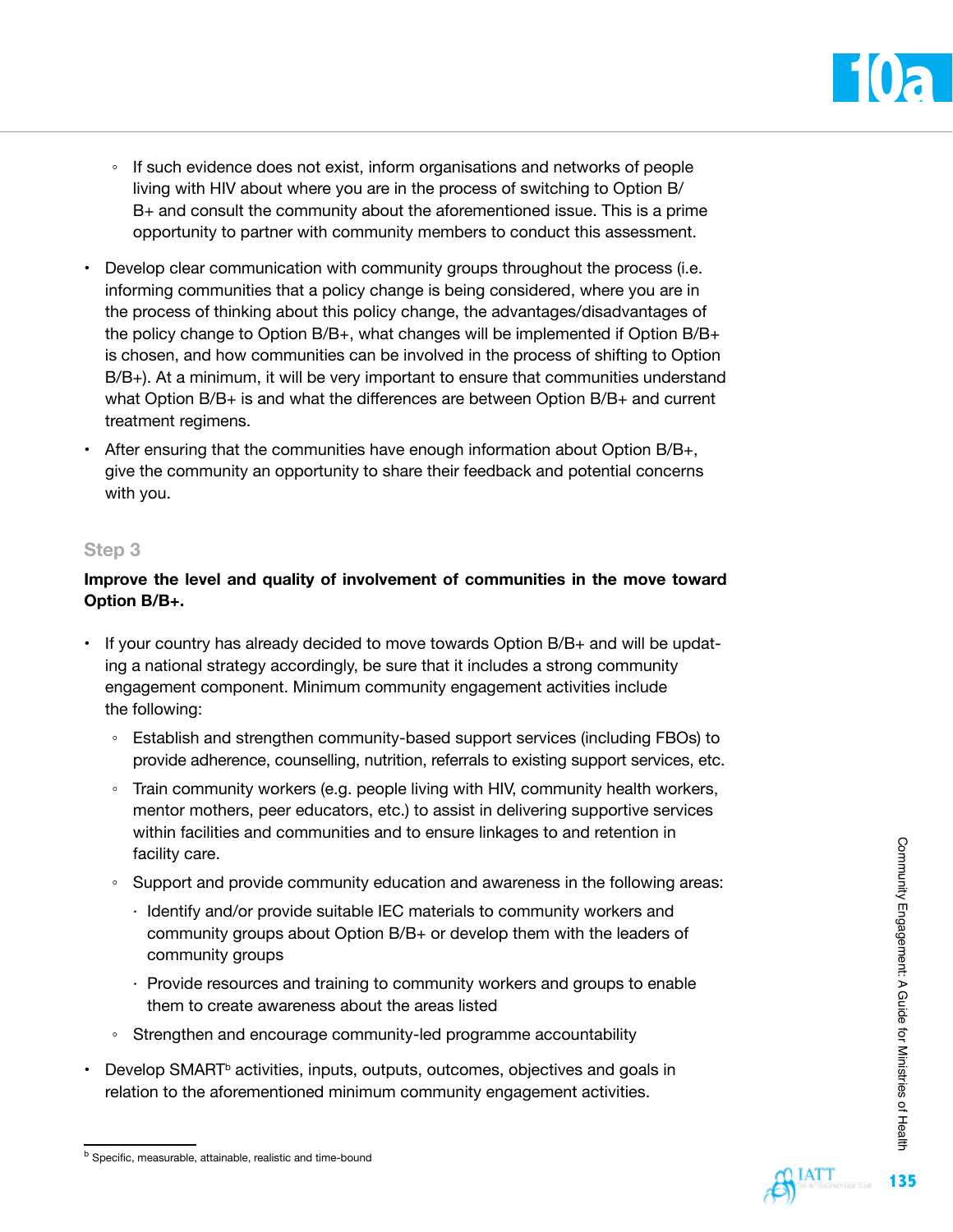- If such evidence does not exist, inform organisations and networks of people living with HIV about where you are in the process of switching to Option B/B+ and consult the community about the aforementioned issue. This is a prime opportunity to partner with community members to conduct this assessment.

- Develop clear communication with community groups throughout the process (i.e. informing communities that a policy change is being considered, where you are in the process of thinking about this policy change, the advantages/disadvantages of the policy change to Option B/B+, what changes will be implemented if Option B/B+ is chosen, and how communities can be involved in the process of shifting to Option B/B+). At a minimum, it will be very important to ensure that communities understand what Option B/B+ is and what the differences are between Option B/B+ and current treatment regimens.
- After ensuring that the communities have enough information about Option B/B+, give the community an opportunity to share their feedback and potential concerns with you.

### Step 3

**Improve the level and quality of involvement of communities in the move toward Option B/B+.**

- If your country has already decided to move towards Option B/B+ and will be updating a national strategy accordingly, be sure that it includes a strong community engagement component. Minimum community engagement activities include the following:
  - Establish and strengthen community-based support services (including FBOs) to provide adherence, counselling, nutrition, referrals to existing support services, etc.
  - Train community workers (e.g. people living with HIV, community health workers, mentor mothers, peer educators, etc.) to assist in delivering supportive services within facilities and communities and to ensure linkages to and retention in facility care.
  - Support and provide community education and awareness in the following areas:
    - Identify and/or provide suitable IEC materials to community workers and community groups about Option B/B+ or develop them with the leaders of community groups
    - Provide resources and training to community workers and groups to enable them to create awareness about the areas listed
  - Strengthen and encourage community-led programme accountability
- Develop SMART[b] activities, inputs, outputs, outcomes, objectives and goals in relation to the aforementioned minimum community engagement activities.

[b] Specific, measurable, attainable, realistic and time-bound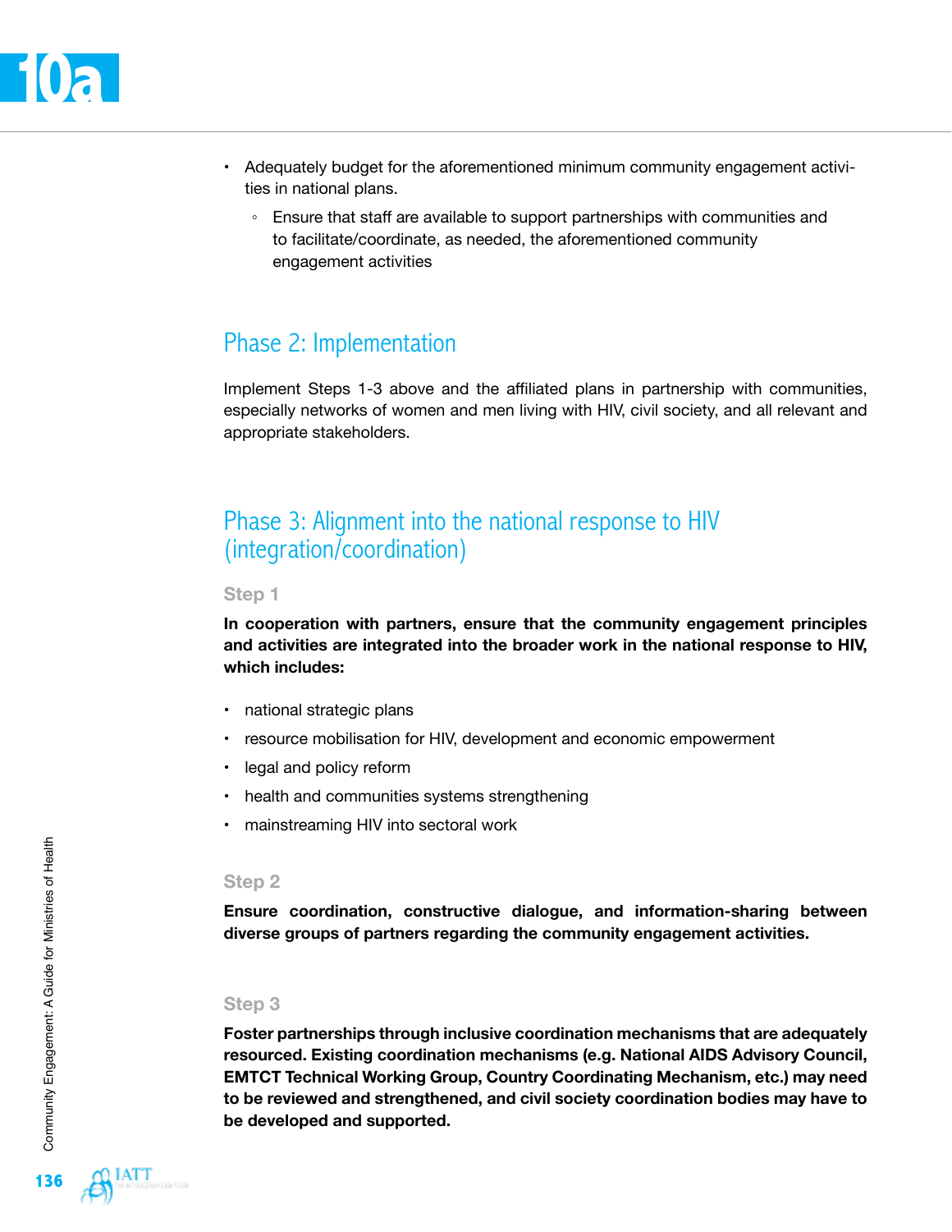- Adequately budget for the aforementioned minimum community engagement activities in national plans.
  - Ensure that staff are available to support partnerships with communities and to facilitate/coordinate, as needed, the aforementioned community engagement activities

## Phase 2: Implementation

Implement Steps 1-3 above and the affiliated plans in partnership with communities, especially networks of women and men living with HIV, civil society, and all relevant and appropriate stakeholders.

## Phase 3: Alignment into the national response to HIV (integration/coordination)

### Step 1

**In cooperation with partners, ensure that the community engagement principles and activities are integrated into the broader work in the national response to HIV, which includes:**

- national strategic plans
- resource mobilisation for HIV, development and economic empowerment
- legal and policy reform
- health and communities systems strengthening
- mainstreaming HIV into sectoral work

### Step 2

**Ensure coordination, constructive dialogue, and information-sharing between diverse groups of partners regarding the community engagement activities.**

### Step 3

**Foster partnerships through inclusive coordination mechanisms that are adequately resourced. Existing coordination mechanisms (e.g. National AIDS Advisory Council, EMTCT Technical Working Group, Country Coordinating Mechanism, etc.) may need to be reviewed and strengthened, and civil society coordination bodies may have to be developed and supported.**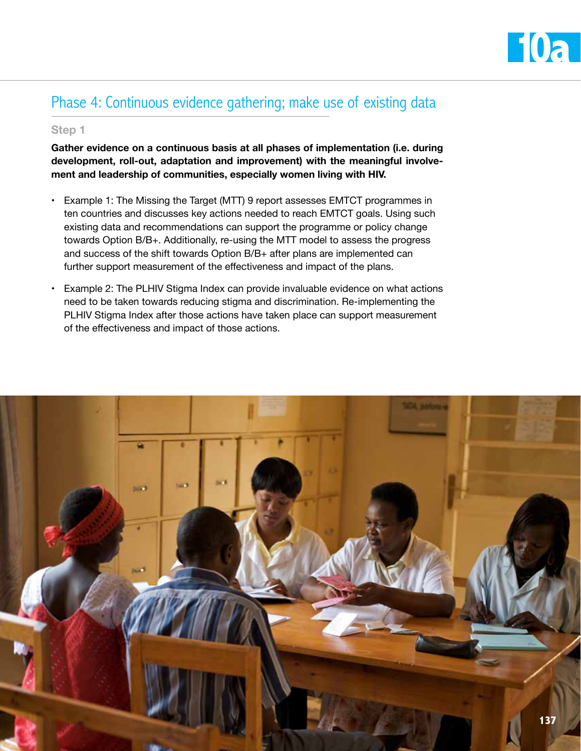## Phase 4: Continuous evidence gathering; make use of existing data

### Step 1

**Gather evidence on a continuous basis at all phases of implementation (i.e. during development, roll-out, adaptation and improvement) with the meaningful involvement and leadership of communities, especially women living with HIV.**

- Example 1: The Missing the Target (MTT) 9 report assesses EMTCT programmes in ten countries and discusses key actions needed to reach EMTCT goals. Using such existing data and recommendations can support the programme or policy change towards Option B/B+. Additionally, re-using the MTT model to assess the progress and success of the shift towards Option B/B+ after plans are implemented can further support measurement of the effectiveness and impact of the plans.
- Example 2: The PLHIV Stigma Index can provide invaluable evidence on what actions need to be taken towards reducing stigma and discrimination. Re-implementing the PLHIV Stigma Index after those actions have taken place can support measurement of the effectiveness and impact of those actions.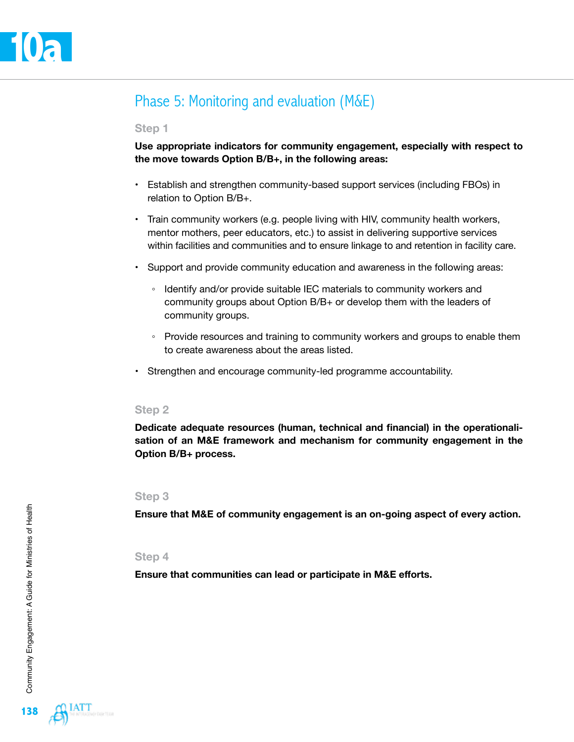## Phase 5: Monitoring and evaluation (M&E)

### Step 1

**Use appropriate indicators for community engagement, especially with respect to the move towards Option B/B+, in the following areas:**

- Establish and strengthen community-based support services (including FBOs) in relation to Option B/B+.
- Train community workers (e.g. people living with HIV, community health workers, mentor mothers, peer educators, etc.) to assist in delivering supportive services within facilities and communities and to ensure linkage to and retention in facility care.
- Support and provide community education and awareness in the following areas:
  - Identify and/or provide suitable IEC materials to community workers and community groups about Option B/B+ or develop them with the leaders of community groups.
  - Provide resources and training to community workers and groups to enable them to create awareness about the areas listed.
- Strengthen and encourage community-led programme accountability.

### Step 2

**Dedicate adequate resources (human, technical and financial) in the operationalisation of an M&E framework and mechanism for community engagement in the Option B/B+ process.**

### Step 3

**Ensure that M&E of community engagement is an on-going aspect of every action.**

### Step 4

**Ensure that communities can lead or participate in M&E efforts.**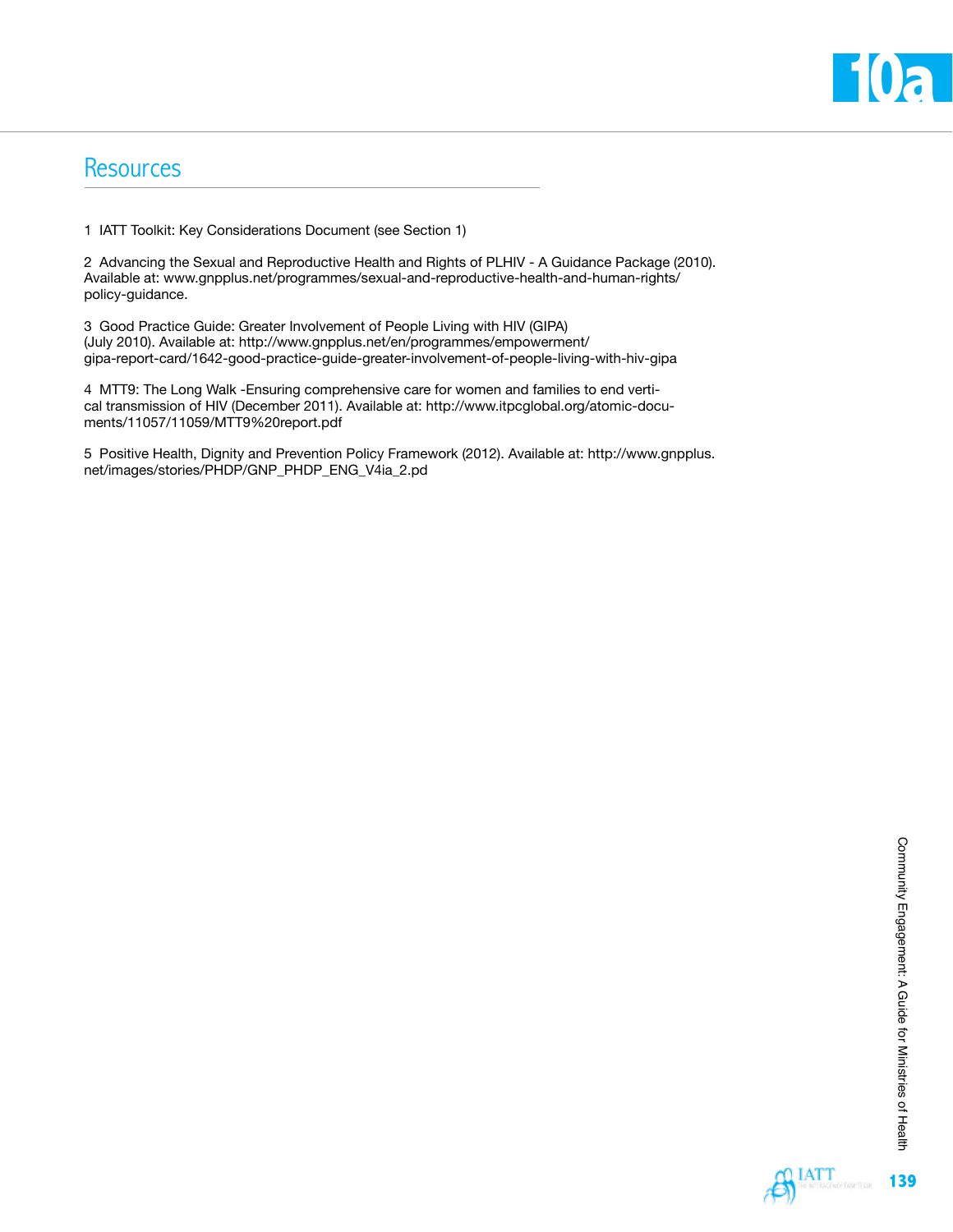# 10a

## Resources

1 IATT Toolkit: Key Considerations Document (see Section 1)

2 Advancing the Sexual and Reproductive Health and Rights of PLHIV - A Guidance Package (2010). Available at: www.gnpplus.net/programmes/sexual-and-reproductive-health-and-human-rights/policy-guidance.

3 Good Practice Guide: Greater Involvement of People Living with HIV (GIPA) (July 2010). Available at: http://www.gnpplus.net/en/programmes/empowerment/gipa-report-card/1642-good-practice-guide-greater-involvement-of-people-living-with-hiv-gipa

4 MTT9: The Long Walk -Ensuring comprehensive care for women and families to end vertical transmission of HIV (December 2011). Available at: http://www.itpcglobal.org/atomic-documents/11057/11059/MTT9%20report.pdf

5 Positive Health, Dignity and Prevention Policy Framework (2012). Available at: http://www.gnpplus.net/images/stories/PHDP/GNP_PHDP_ENG_V4ia_2.pd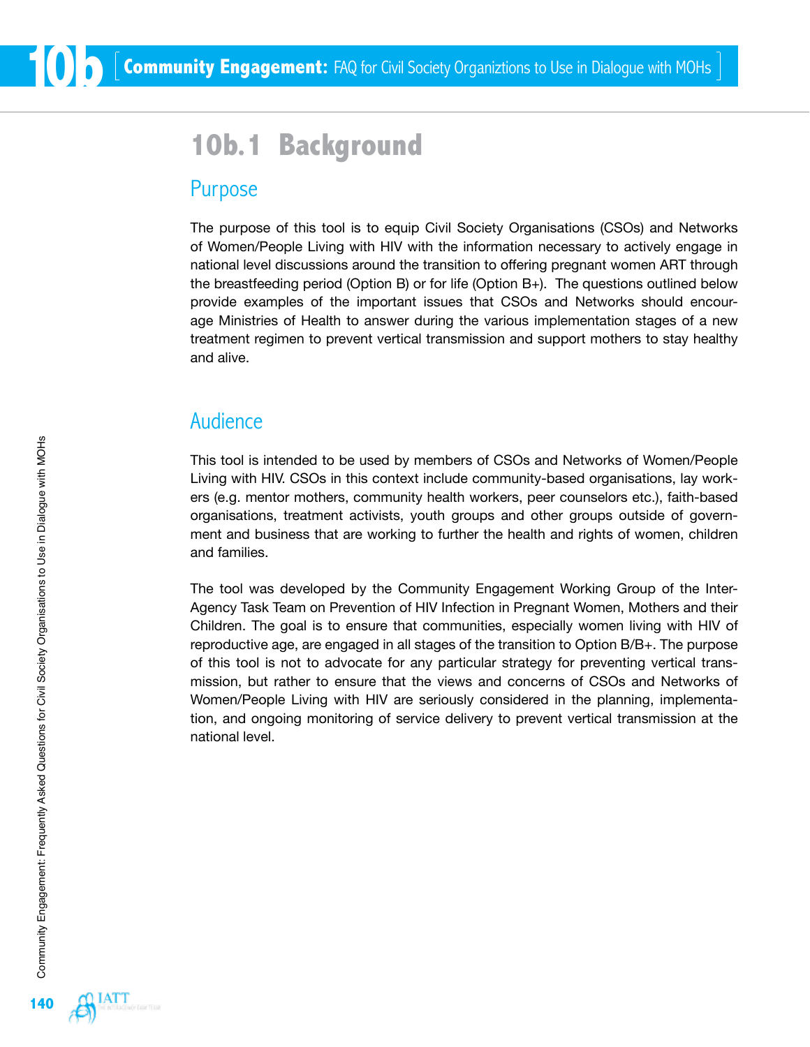# 10b Community Engagement: FAQ for Civil Society Organiztions to Use in Dialogue with MOHs

## 10b.1 Background

### Purpose

The purpose of this tool is to equip Civil Society Organisations (CSOs) and Networks of Women/People Living with HIV with the information necessary to actively engage in national level discussions around the transition to offering pregnant women ART through the breastfeeding period (Option B) or for life (Option B+). The questions outlined below provide examples of the important issues that CSOs and Networks should encourage Ministries of Health to answer during the various implementation stages of a new treatment regimen to prevent vertical transmission and support mothers to stay healthy and alive.

### Audience

This tool is intended to be used by members of CSOs and Networks of Women/People Living with HIV. CSOs in this context include community-based organisations, lay workers (e.g. mentor mothers, community health workers, peer counselors etc.), faith-based organisations, treatment activists, youth groups and other groups outside of government and business that are working to further the health and rights of women, children and families.

The tool was developed by the Community Engagement Working Group of the Inter-Agency Task Team on Prevention of HIV Infection in Pregnant Women, Mothers and their Children. The goal is to ensure that communities, especially women living with HIV of reproductive age, are engaged in all stages of the transition to Option B/B+. The purpose of this tool is not to advocate for any particular strategy for preventing vertical transmission, but rather to ensure that the views and concerns of CSOs and Networks of Women/People Living with HIV are seriously considered in the planning, implementation, and ongoing monitoring of service delivery to prevent vertical transmission at the national level.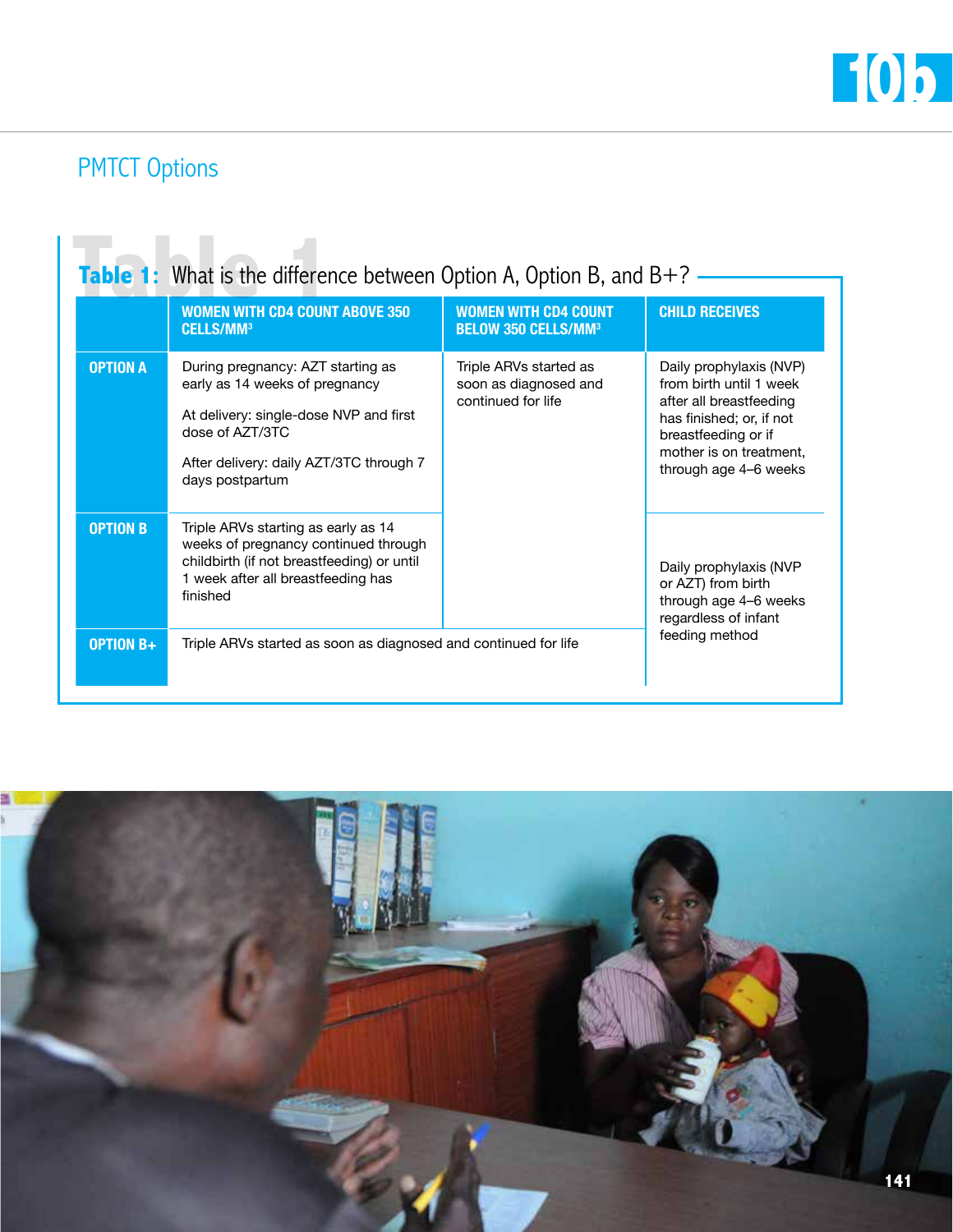## PMTCT Options

**Table 1:** What is the difference between Option A, Option B, and B+?

| | WOMEN WITH CD4 COUNT ABOVE 350 CELLS/MM³ | WOMEN WITH CD4 COUNT BELOW 350 CELLS/MM³ | CHILD RECEIVES |
|---|---|---|---|
| OPTION A | During pregnancy: AZT starting as early as 14 weeks of pregnancy<br><br>At delivery: single-dose NVP and first dose of AZT/3TC<br><br>After delivery: daily AZT/3TC through 7 days postpartum | Triple ARVs started as soon as diagnosed and continued for life | Daily prophylaxis (NVP) from birth until 1 week after all breastfeeding has finished; or, if not breastfeeding or if mother is on treatment, through age 4–6 weeks |
| OPTION B | Triple ARVs starting as early as 14 weeks of pregnancy continued through childbirth (if not breastfeeding) or until 1 week after all breastfeeding has finished | | Daily prophylaxis (NVP or AZT) from birth through age 4–6 weeks regardless of infant feeding method |
| OPTION B+ | Triple ARVs started as soon as diagnosed and continued for life | | |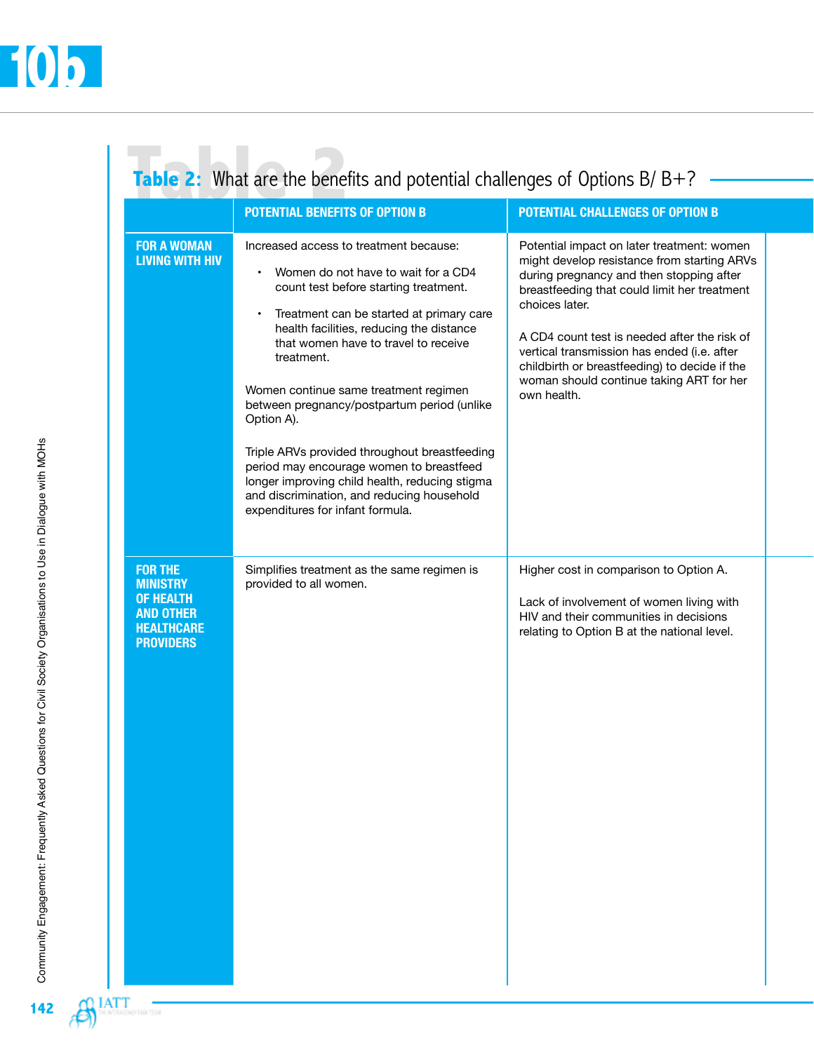## Table 2: What are the benefits and potential challenges of Options B/ B+?

| | POTENTIAL BENEFITS OF OPTION B | POTENTIAL CHALLENGES OF OPTION B |
|---|---|---|
| **FOR A WOMAN LIVING WITH HIV** | Increased access to treatment because:<br>• Women do not have to wait for a CD4 count test before starting treatment.<br>• Treatment can be started at primary care health facilities, reducing the distance that women have to travel to receive treatment.<br><br>Women continue same treatment regimen between pregnancy/postpartum period (unlike Option A).<br><br>Triple ARVs provided throughout breastfeeding period may encourage women to breastfeed longer improving child health, reducing stigma and discrimination, and reducing household expenditures for infant formula. | Potential impact on later treatment: women might develop resistance from starting ARVs during pregnancy and then stopping after breastfeeding that could limit her treatment choices later.<br><br>A CD4 count test is needed after the risk of vertical transmission has ended (i.e. after childbirth or breastfeeding) to decide if the woman should continue taking ART for her own health. |
| **FOR THE MINISTRY OF HEALTH AND OTHER HEALTHCARE PROVIDERS** | Simplifies treatment as the same regimen is provided to all women. | Higher cost in comparison to Option A.<br><br>Lack of involvement of women living with HIV and their communities in decisions relating to Option B at the national level. |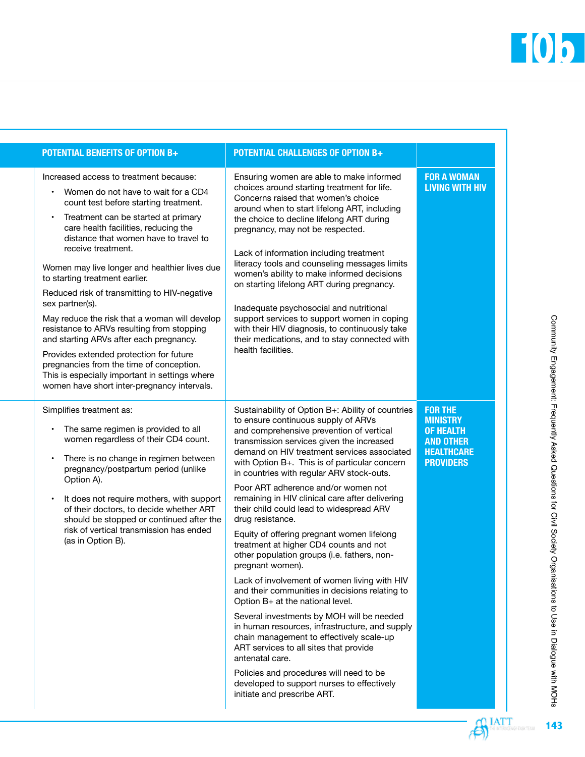| POTENTIAL BENEFITS OF OPTION B+ | POTENTIAL CHALLENGES OF OPTION B+ | |
|---|---|---|
| Increased access to treatment because:<br>• Women do not have to wait for a CD4 count test before starting treatment.<br>• Treatment can be started at primary care health facilities, reducing the distance that women have to travel to receive treatment.<br><br>Women may live longer and healthier lives due to starting treatment earlier.<br><br>Reduced risk of transmitting to HIV-negative sex partner(s).<br><br>May reduce the risk that a woman will develop resistance to ARVs resulting from stopping and starting ARVs after each pregnancy.<br><br>Provides extended protection for future pregnancies from the time of conception. This is especially important in settings where women have short inter-pregnancy intervals. | Ensuring women are able to make informed choices around starting treatment for life. Concerns raised that women's choice around when to start lifelong ART, including the choice to decline lifelong ART during pregnancy, may not be respected.<br><br>Lack of information including treatment literacy tools and counseling messages limits women's ability to make informed decisions on starting lifelong ART during pregnancy.<br><br>Inadequate psychosocial and nutritional support services to support women in coping with their HIV diagnosis, to continuously take their medications, and to stay connected with health facilities. | **FOR A WOMAN LIVING WITH HIV** |
| Simplifies treatment as:<br>• The same regimen is provided to all women regardless of their CD4 count.<br>• There is no change in regimen between pregnancy/postpartum period (unlike Option A).<br>• It does not require mothers, with support of their doctors, to decide whether ART should be stopped or continued after the risk of vertical transmission has ended (as in Option B). | Sustainability of Option B+: Ability of countries to ensure continuous supply of ARVs and comprehensive prevention of vertical transmission services given the increased demand on HIV treatment services associated with Option B+. This is of particular concern in countries with regular ARV stock-outs.<br><br>Poor ART adherence and/or women not remaining in HIV clinical care after delivering their child could lead to widespread ARV drug resistance.<br><br>Equity of offering pregnant women lifelong treatment at higher CD4 counts and not other population groups (i.e. fathers, non-pregnant women).<br><br>Lack of involvement of women living with HIV and their communities in decisions relating to Option B+ at the national level.<br><br>Several investments by MOH will be needed in human resources, infrastructure, and supply chain management to effectively scale-up ART services to all sites that provide antenatal care.<br><br>Policies and procedures will need to be developed to support nurses to effectively initiate and prescribe ART. | **FOR THE MINISTRY OF HEALTH AND OTHER HEALTHCARE PROVIDERS** |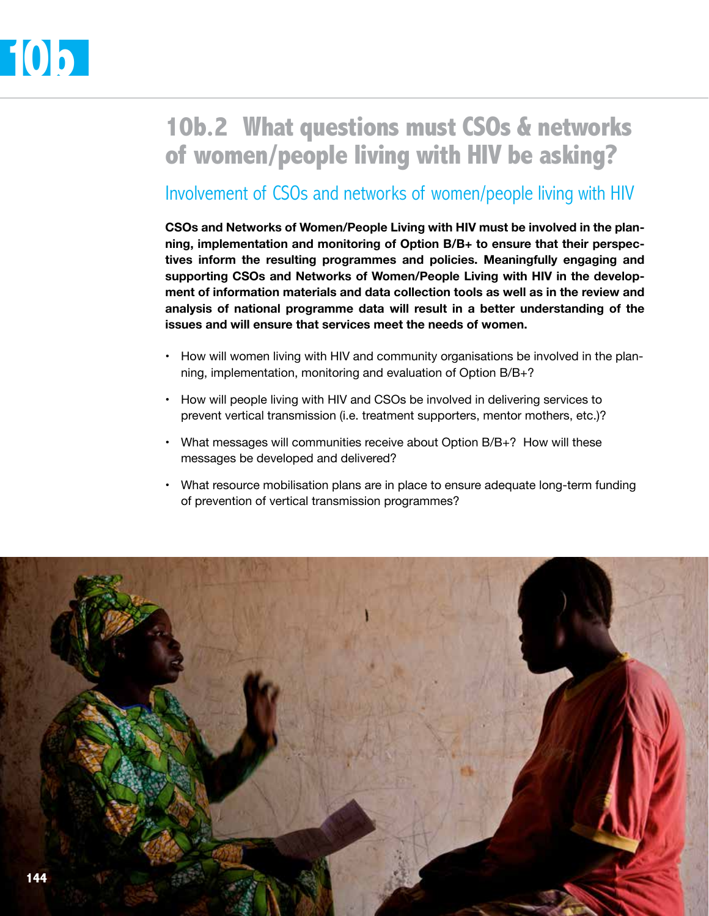## 10b.2 What questions must CSOs & networks of women/people living with HIV be asking?

### Involvement of CSOs and networks of women/people living with HIV

**CSOs and Networks of Women/People Living with HIV must be involved in the planning, implementation and monitoring of Option B/B+ to ensure that their perspectives inform the resulting programmes and policies. Meaningfully engaging and supporting CSOs and Networks of Women/People Living with HIV in the development of information materials and data collection tools as well as in the review and analysis of national programme data will result in a better understanding of the issues and will ensure that services meet the needs of women.**

- How will women living with HIV and community organisations be involved in the planning, implementation, monitoring and evaluation of Option B/B+?
- How will people living with HIV and CSOs be involved in delivering services to prevent vertical transmission (i.e. treatment supporters, mentor mothers, etc.)?
- What messages will communities receive about Option B/B+? How will these messages be developed and delivered?
- What resource mobilisation plans are in place to ensure adequate long-term funding of prevention of vertical transmission programmes?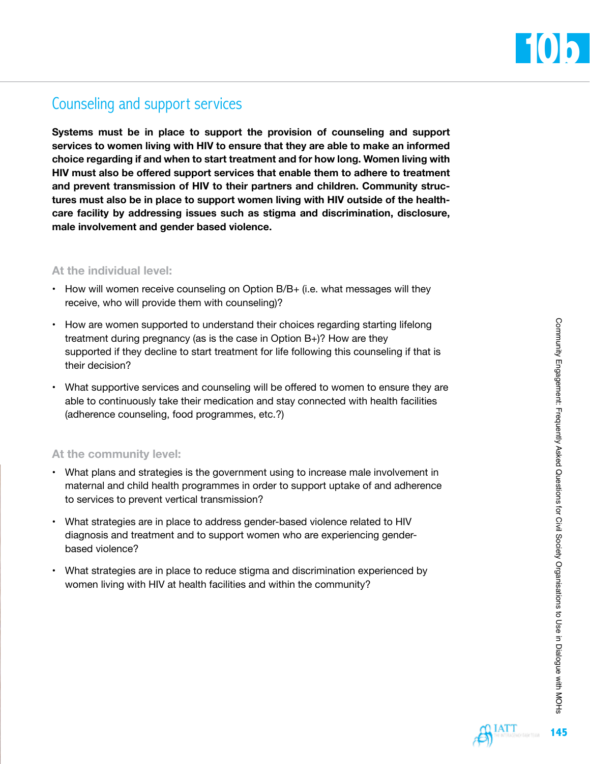## Counseling and support services

**Systems must be in place to support the provision of counseling and support services to women living with HIV to ensure that they are able to make an informed choice regarding if and when to start treatment and for how long. Women living with HIV must also be offered support services that enable them to adhere to treatment and prevent transmission of HIV to their partners and children. Community structures must also be in place to support women living with HIV outside of the health-care facility by addressing issues such as stigma and discrimination, disclosure, male involvement and gender based violence.**

### At the individual level:

- How will women receive counseling on Option B/B+ (i.e. what messages will they receive, who will provide them with counseling)?
- How are women supported to understand their choices regarding starting lifelong treatment during pregnancy (as is the case in Option B+)? How are they supported if they decline to start treatment for life following this counseling if that is their decision?
- What supportive services and counseling will be offered to women to ensure they are able to continuously take their medication and stay connected with health facilities (adherence counseling, food programmes, etc.?)

### At the community level:

- What plans and strategies is the government using to increase male involvement in maternal and child health programmes in order to support uptake of and adherence to services to prevent vertical transmission?
- What strategies are in place to address gender-based violence related to HIV diagnosis and treatment and to support women who are experiencing gender-based violence?
- What strategies are in place to reduce stigma and discrimination experienced by women living with HIV at health facilities and within the community?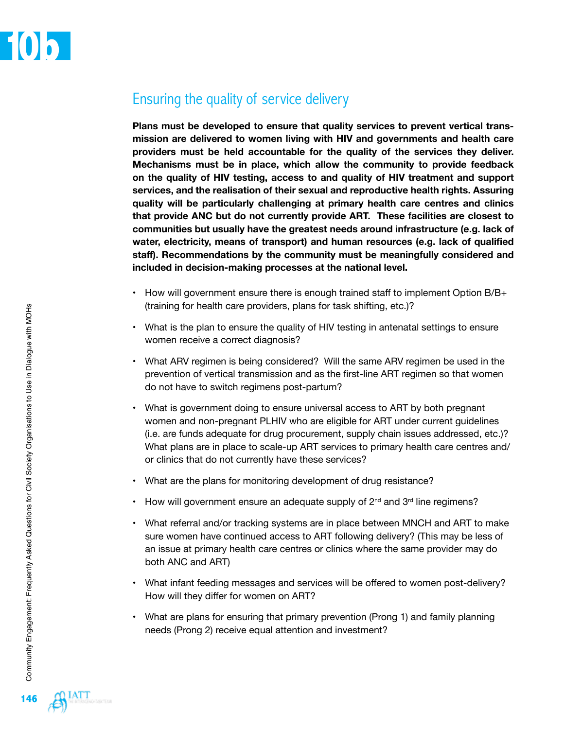# 10b

## Ensuring the quality of service delivery

**Plans must be developed to ensure that quality services to prevent vertical transmission are delivered to women living with HIV and governments and health care providers must be held accountable for the quality of the services they deliver. Mechanisms must be in place, which allow the community to provide feedback on the quality of HIV testing, access to and quality of HIV treatment and support services, and the realisation of their sexual and reproductive health rights. Assuring quality will be particularly challenging at primary health care centres and clinics that provide ANC but do not currently provide ART. These facilities are closest to communities but usually have the greatest needs around infrastructure (e.g. lack of water, electricity, means of transport) and human resources (e.g. lack of qualified staff). Recommendations by the community must be meaningfully considered and included in decision-making processes at the national level.**

- How will government ensure there is enough trained staff to implement Option B/B+ (training for health care providers, plans for task shifting, etc.)?
- What is the plan to ensure the quality of HIV testing in antenatal settings to ensure women receive a correct diagnosis?
- What ARV regimen is being considered? Will the same ARV regimen be used in the prevention of vertical transmission and as the first-line ART regimen so that women do not have to switch regimens post-partum?
- What is government doing to ensure universal access to ART by both pregnant women and non-pregnant PLHIV who are eligible for ART under current guidelines (i.e. are funds adequate for drug procurement, supply chain issues addressed, etc.)? What plans are in place to scale-up ART services to primary health care centres and/or clinics that do not currently have these services?
- What are the plans for monitoring development of drug resistance?
- How will government ensure an adequate supply of 2nd and 3rd line regimens?
- What referral and/or tracking systems are in place between MNCH and ART to make sure women have continued access to ART following delivery? (This may be less of an issue at primary health care centres or clinics where the same provider may do both ANC and ART)
- What infant feeding messages and services will be offered to women post-delivery? How will they differ for women on ART?
- What are plans for ensuring that primary prevention (Prong 1) and family planning needs (Prong 2) receive equal attention and investment?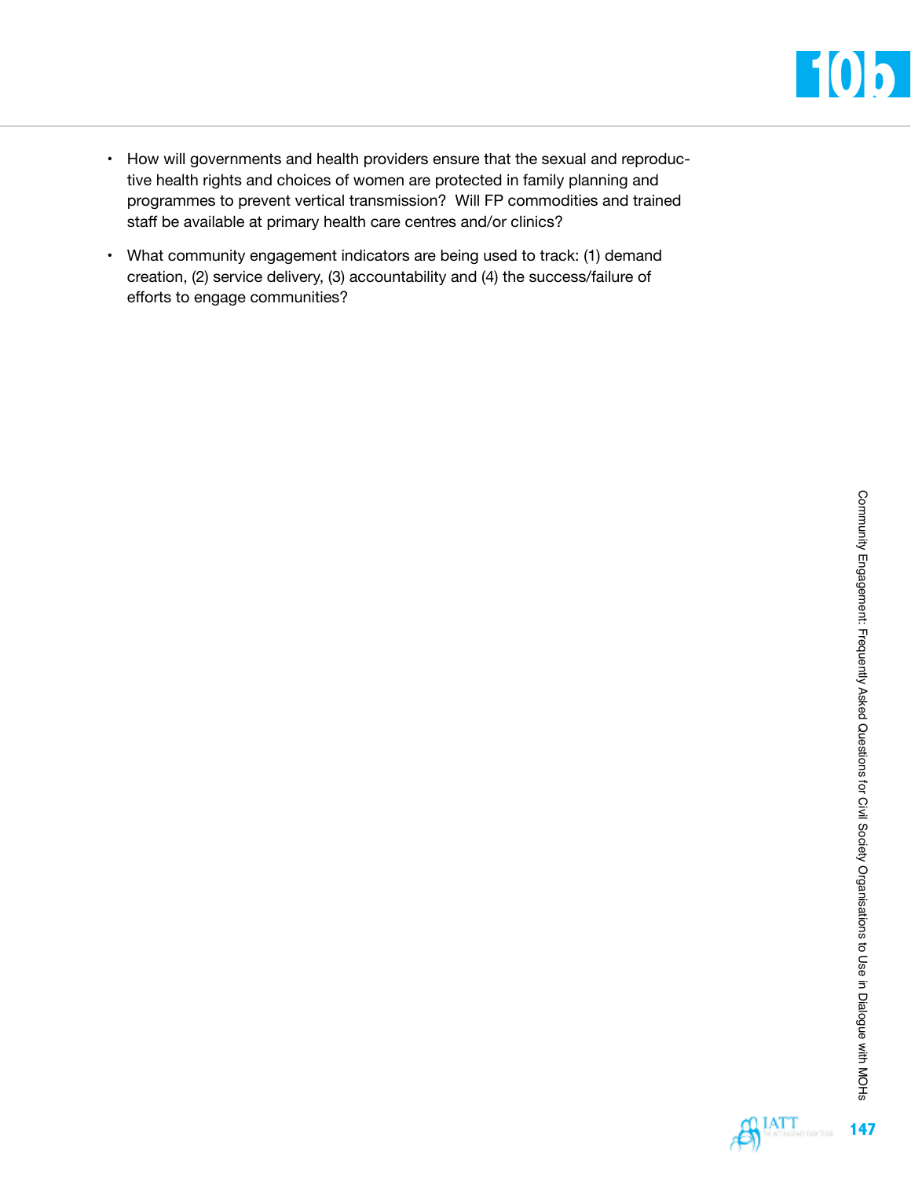- How will governments and health providers ensure that the sexual and reproductive health rights and choices of women are protected in family planning and programmes to prevent vertical transmission? Will FP commodities and trained staff be available at primary health care centres and/or clinics?
- What community engagement indicators are being used to track: (1) demand creation, (2) service delivery, (3) accountability and (4) the success/failure of efforts to engage communities?